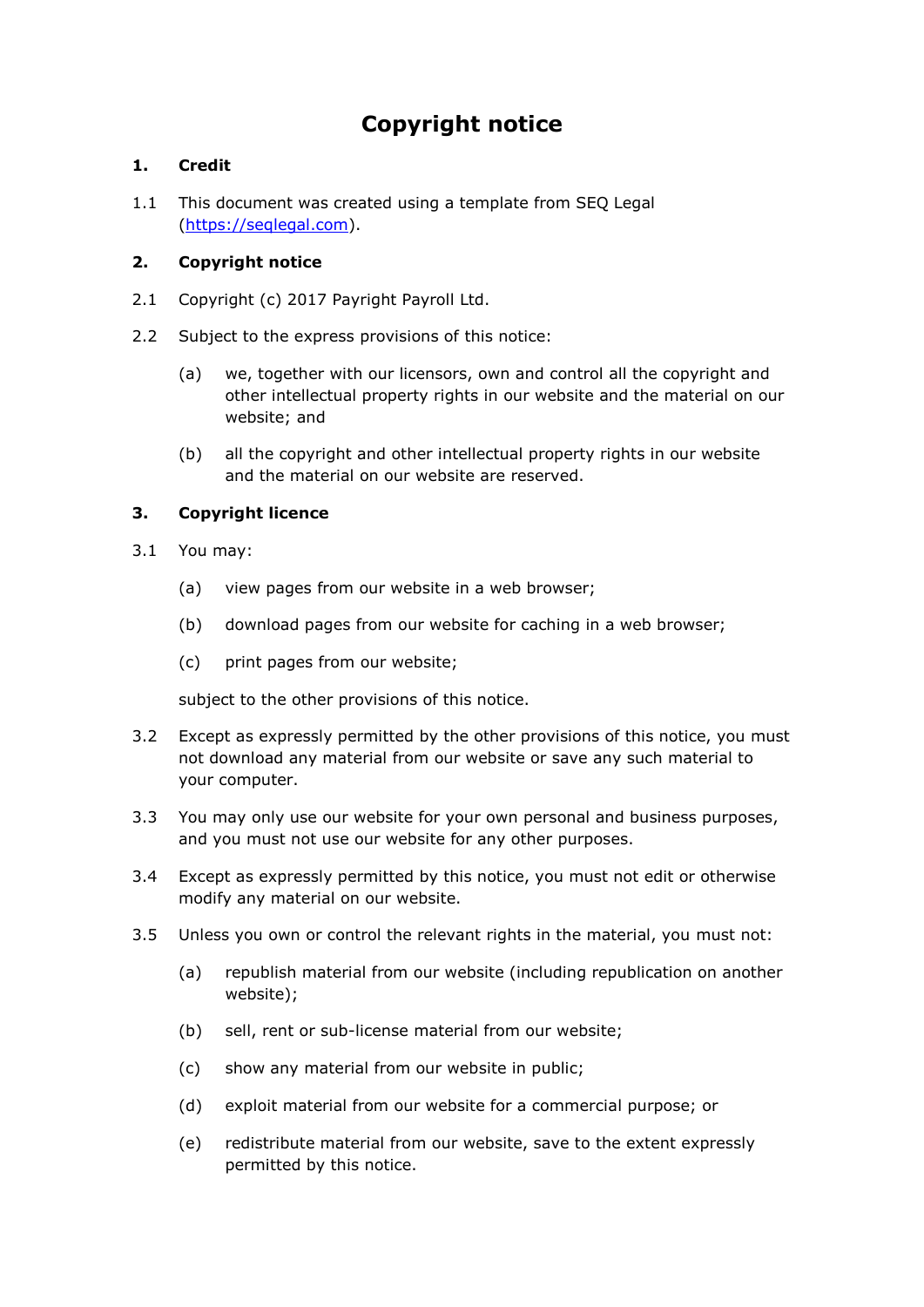# Copyright notice

## 1. Credit

1.1 This document was created using a template from SEQ Legal ([https://seqlegal.com](https://seqlegal.com)).

## 2. Copyright notice

2.1 Copyright (c) 2017 Payright Payroll Ltd.

2.2 Subject to the express provisions of this notice:

(a) we, together with our licensors, own and control all the copyright and other intellectual property rights in our website and the material on our website; and

(b) all the copyright and other intellectual property rights in our website and the material on our website are reserved.

## 3. Copyright licence

3.1 You may:

(a) view pages from our website in a web browser;

(b) download pages from our website for caching in a web browser;

(c) print pages from our website;

subject to the other provisions of this notice.

3.2 Except as expressly permitted by the other provisions of this notice, you must not download any material from our website or save any such material to your computer.

3.3 You may only use our website for your own personal and business purposes, and you must not use our website for any other purposes.

3.4 Except as expressly permitted by this notice, you must not edit or otherwise modify any material on our website.

3.5 Unless you own or control the relevant rights in the material, you must not:

(a) republish material from our website (including republication on another website);

(b) sell, rent or sub-license material from our website;

(c) show any material from our website in public;

(d) exploit material from our website for a commercial purpose; or

(e) redistribute material from our website, save to the extent expressly permitted by this notice.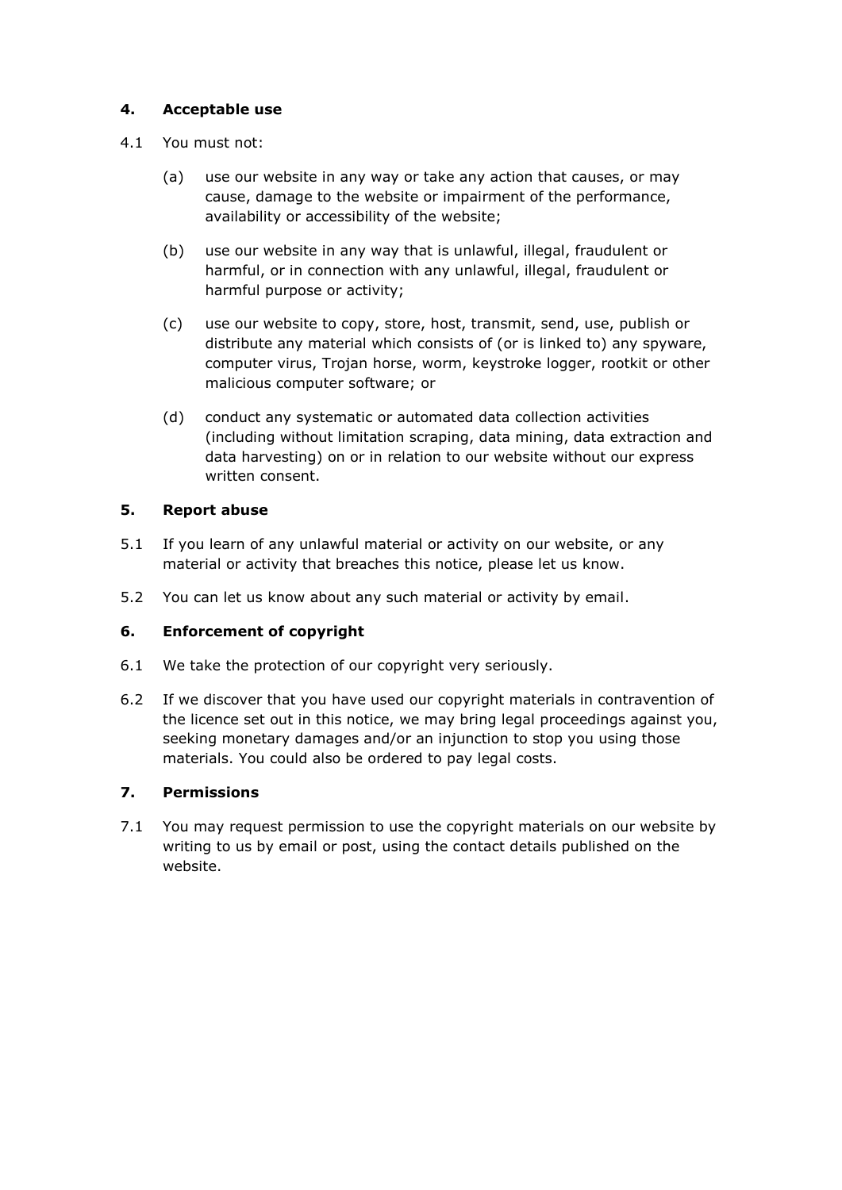## 4. Acceptable use

4.1 You must not:

(a) use our website in any way or take any action that causes, or may cause, damage to the website or impairment of the performance, availability or accessibility of the website;

(b) use our website in any way that is unlawful, illegal, fraudulent or harmful, or in connection with any unlawful, illegal, fraudulent or harmful purpose or activity;

(c) use our website to copy, store, host, transmit, send, use, publish or distribute any material which consists of (or is linked to) any spyware, computer virus, Trojan horse, worm, keystroke logger, rootkit or other malicious computer software; or

(d) conduct any systematic or automated data collection activities (including without limitation scraping, data mining, data extraction and data harvesting) on or in relation to our website without our express written consent.

## 5. Report abuse

5.1 If you learn of any unlawful material or activity on our website, or any material or activity that breaches this notice, please let us know.

5.2 You can let us know about any such material or activity by email.

## 6. Enforcement of copyright

6.1 We take the protection of our copyright very seriously.

6.2 If we discover that you have used our copyright materials in contravention of the licence set out in this notice, we may bring legal proceedings against you, seeking monetary damages and/or an injunction to stop you using those materials. You could also be ordered to pay legal costs.

## 7. Permissions

7.1 You may request permission to use the copyright materials on our website by writing to us by email or post, using the contact details published on the website.